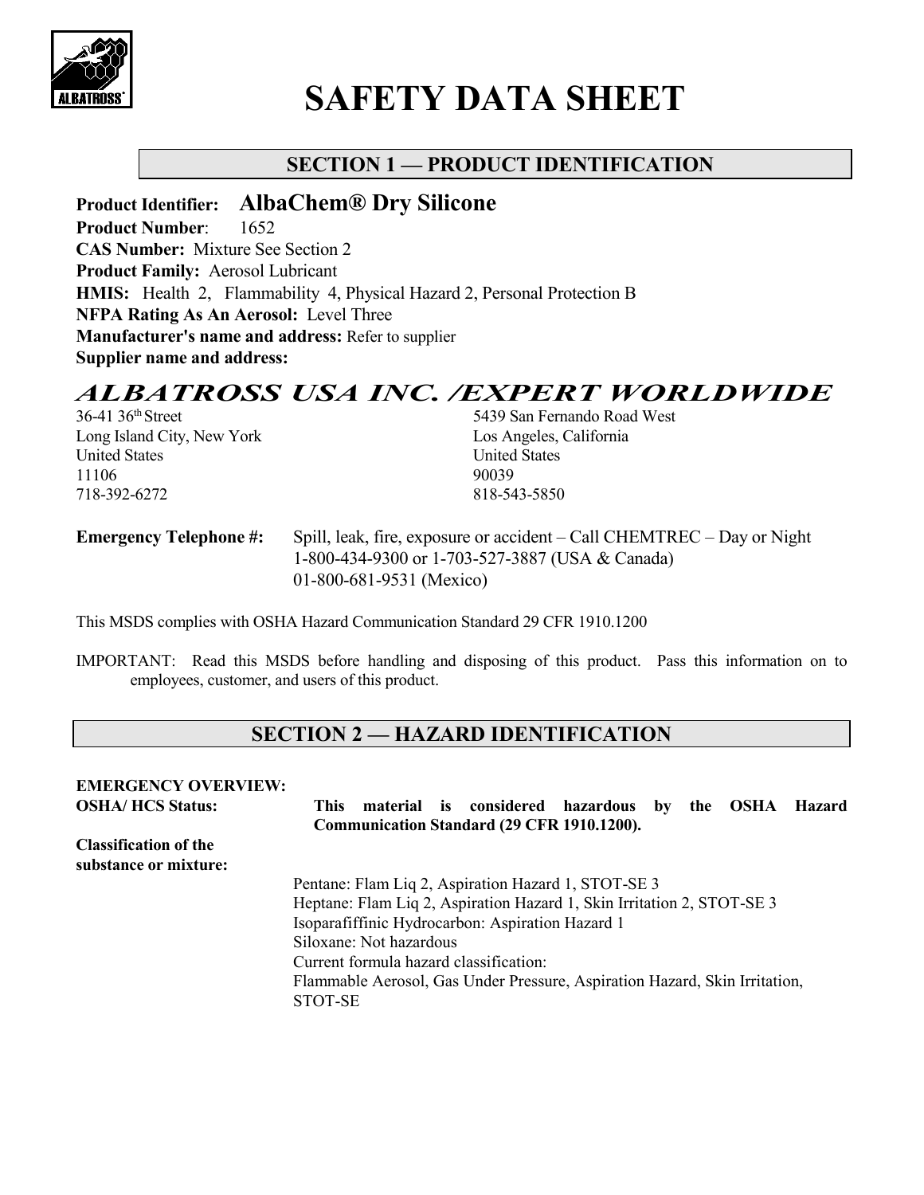# SAFETY DATA SHEET

## SECTION 1 — PRODUCT IDENTIFICATION

**Product Identifier:** **AlbaChem® Dry Silicone**
**Product Number**: 1652
**CAS Number:** Mixture See Section 2
**Product Family:** Aerosol Lubricant
**HMIS:** Health 2, Flammability 4, Physical Hazard 2, Personal Protection B
**NFPA Rating As An Aerosol:** Level Three
**Manufacturer's name and address:** Refer to supplier
**Supplier name and address:**

***ALBATROSS USA INC. /EXPERT WORLDWIDE***

36-41 36th Street
Long Island City, New York
United States
11106
718-392-6272

5439 San Fernando Road West
Los Angeles, California
United States
90039
818-543-5850

**Emergency Telephone #:** Spill, leak, fire, exposure or accident – Call CHEMTREC – Day or Night
1-800-434-9300 or 1-703-527-3887 (USA & Canada)
01-800-681-9531 (Mexico)

This MSDS complies with OSHA Hazard Communication Standard 29 CFR 1910.1200

IMPORTANT: Read this MSDS before handling and disposing of this product. Pass this information on to employees, customer, and users of this product.

## SECTION 2 — HAZARD IDENTIFICATION

**EMERGENCY OVERVIEW:**

**OSHA/ HCS Status:** **This material is considered hazardous by the OSHA Hazard Communication Standard (29 CFR 1910.1200).**

**Classification of the substance or mixture:**

Pentane: Flam Liq 2, Aspiration Hazard 1, STOT-SE 3
Heptane: Flam Liq 2, Aspiration Hazard 1, Skin Irritation 2, STOT-SE 3
Isoparafiffinic Hydrocarbon: Aspiration Hazard 1
Siloxane: Not hazardous
Current formula hazard classification:
Flammable Aerosol, Gas Under Pressure, Aspiration Hazard, Skin Irritation, STOT-SE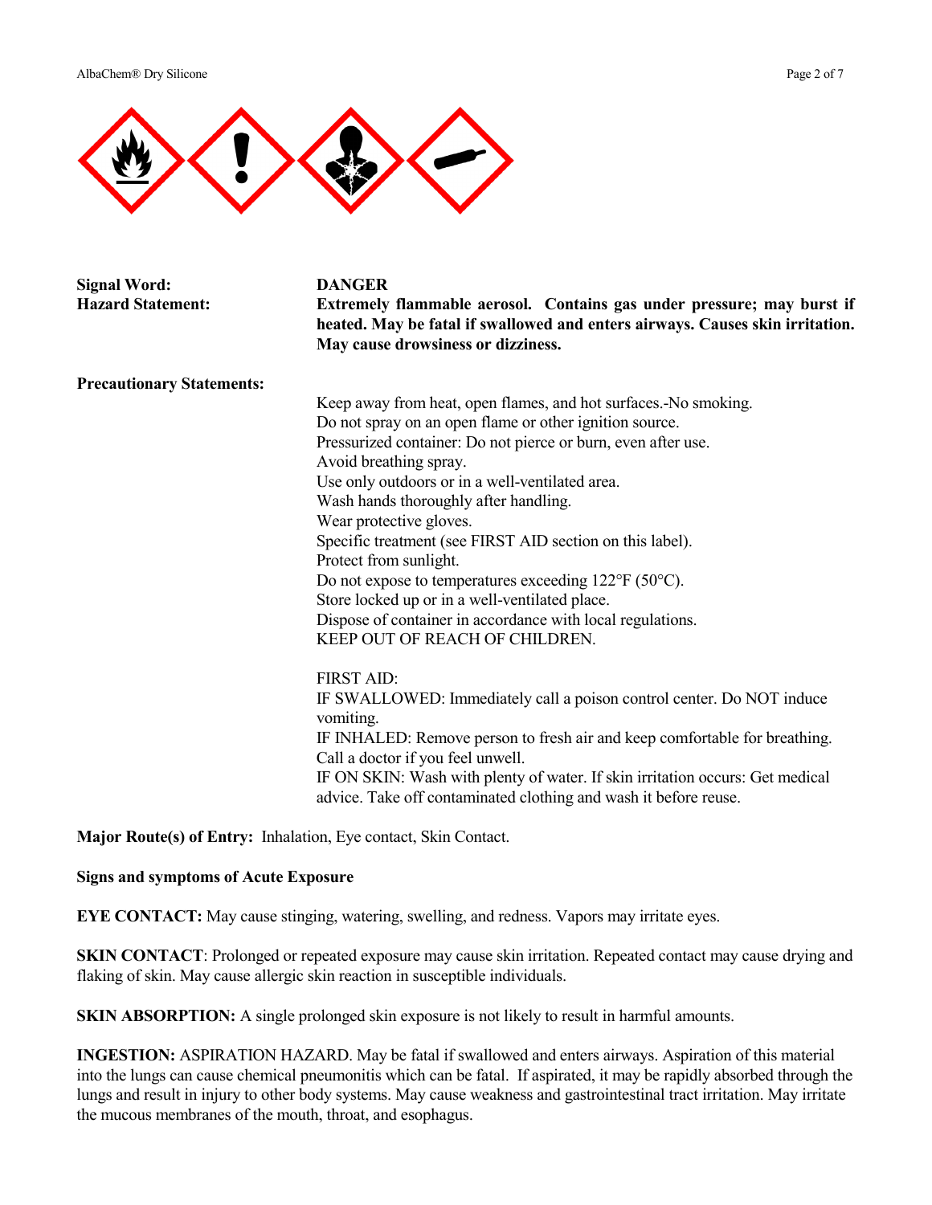**Signal Word:** **DANGER**

**Hazard Statement:** **Extremely flammable aerosol. Contains gas under pressure; may burst if heated. May be fatal if swallowed and enters airways. Causes skin irritation. May cause drowsiness or dizziness.**

**Precautionary Statements:**

Keep away from heat, open flames, and hot surfaces.-No smoking.
Do not spray on an open flame or other ignition source.
Pressurized container: Do not pierce or burn, even after use.
Avoid breathing spray.
Use only outdoors or in a well-ventilated area.
Wash hands thoroughly after handling.
Wear protective gloves.
Specific treatment (see FIRST AID section on this label).
Protect from sunlight.
Do not expose to temperatures exceeding 122°F (50°C).
Store locked up or in a well-ventilated place.
Dispose of container in accordance with local regulations.
KEEP OUT OF REACH OF CHILDREN.

FIRST AID:
IF SWALLOWED: Immediately call a poison control center. Do NOT induce vomiting.
IF INHALED: Remove person to fresh air and keep comfortable for breathing. Call a doctor if you feel unwell.
IF ON SKIN: Wash with plenty of water. If skin irritation occurs: Get medical advice. Take off contaminated clothing and wash it before reuse.

**Major Route(s) of Entry:** Inhalation, Eye contact, Skin Contact.

**Signs and symptoms of Acute Exposure**

**EYE CONTACT:** May cause stinging, watering, swelling, and redness. Vapors may irritate eyes.

**SKIN CONTACT**: Prolonged or repeated exposure may cause skin irritation. Repeated contact may cause drying and flaking of skin. May cause allergic skin reaction in susceptible individuals.

**SKIN ABSORPTION:** A single prolonged skin exposure is not likely to result in harmful amounts.

**INGESTION:** ASPIRATION HAZARD. May be fatal if swallowed and enters airways. Aspiration of this material into the lungs can cause chemical pneumonitis which can be fatal. If aspirated, it may be rapidly absorbed through the lungs and result in injury to other body systems. May cause weakness and gastrointestinal tract irritation. May irritate the mucous membranes of the mouth, throat, and esophagus.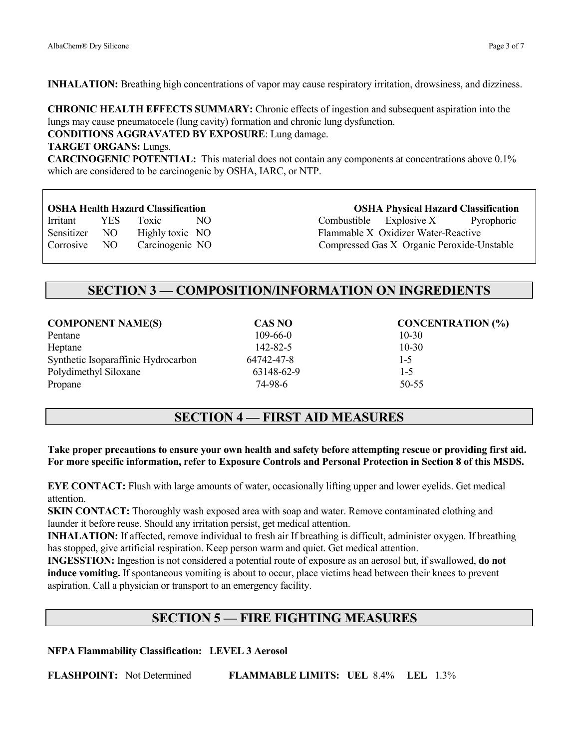**INHALATION:** Breathing high concentrations of vapor may cause respiratory irritation, drowsiness, and dizziness.

**CHRONIC HEALTH EFFECTS SUMMARY:** Chronic effects of ingestion and subsequent aspiration into the lungs may cause pneumatocele (lung cavity) formation and chronic lung dysfunction.
**CONDITIONS AGGRAVATED BY EXPOSURE**: Lung damage.
**TARGET ORGANS:** Lungs.
**CARCINOGENIC POTENTIAL:** This material does not contain any components at concentrations above 0.1% which are considered to be carcinogenic by OSHA, IARC, or NTP.

**OSHA Health Hazard Classification**

| | | | |
|---|---|---|---|
| Irritant | YES | Toxic | NO |
| Sensitizer | NO | Highly toxic | NO |
| Corrosive | NO | Carcinogenic | NO |

**OSHA Physical Hazard Classification**

Combustible Explosive X Pyrophoric
Flammable X Oxidizer Water-Reactive
Compressed Gas X Organic Peroxide-Unstable

## SECTION 3 — COMPOSITION/INFORMATION ON INGREDIENTS

| COMPONENT NAME(S) | CAS NO | CONCENTRATION (%) |
|---|---|---|
| Pentane | 109-66-0 | 10-30 |
| Heptane | 142-82-5 | 10-30 |
| Synthetic Isoparaffinic Hydrocarbon | 64742-47-8 | 1-5 |
| Polydimethyl Siloxane | 63148-62-9 | 1-5 |
| Propane | 74-98-6 | 50-55 |

## SECTION 4 — FIRST AID MEASURES

**Take proper precautions to ensure your own health and safety before attempting rescue or providing first aid. For more specific information, refer to Exposure Controls and Personal Protection in Section 8 of this MSDS.**

**EYE CONTACT:** Flush with large amounts of water, occasionally lifting upper and lower eyelids. Get medical attention.
**SKIN CONTACT:** Thoroughly wash exposed area with soap and water. Remove contaminated clothing and launder it before reuse. Should any irritation persist, get medical attention.
**INHALATION:** If affected, remove individual to fresh air If breathing is difficult, administer oxygen. If breathing has stopped, give artificial respiration. Keep person warm and quiet. Get medical attention.
**INGESSTION:** Ingestion is not considered a potential route of exposure as an aerosol but, if swallowed, **do not induce vomiting.** If spontaneous vomiting is about to occur, place victims head between their knees to prevent aspiration. Call a physician or transport to an emergency facility.

## SECTION 5 — FIRE FIGHTING MEASURES

**NFPA Flammability Classification: LEVEL 3 Aerosol**

**FLASHPOINT:** Not Determined **FLAMMABLE LIMITS: UEL** 8.4% **LEL** 1.3%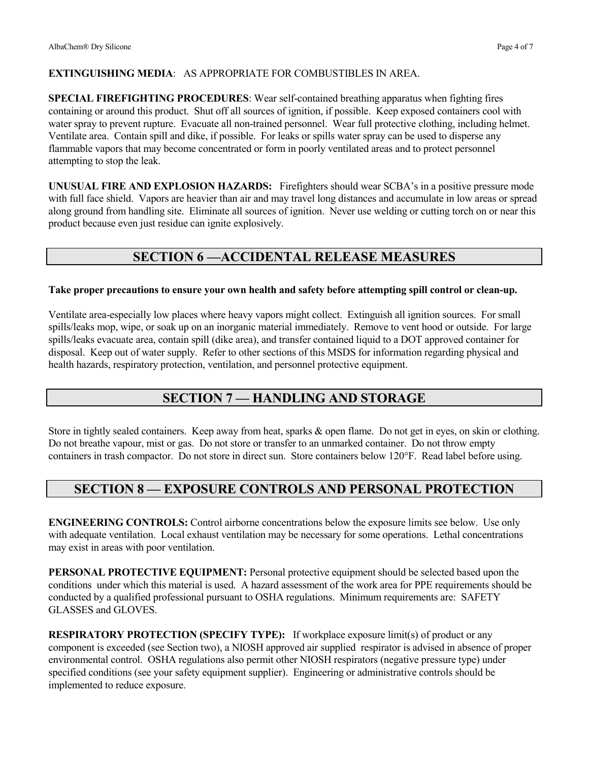**EXTINGUISHING MEDIA**: AS APPROPRIATE FOR COMBUSTIBLES IN AREA.

**SPECIAL FIREFIGHTING PROCEDURES**: Wear self-contained breathing apparatus when fighting fires containing or around this product. Shut off all sources of ignition, if possible. Keep exposed containers cool with water spray to prevent rupture. Evacuate all non-trained personnel. Wear full protective clothing, including helmet. Ventilate area. Contain spill and dike, if possible. For leaks or spills water spray can be used to disperse any flammable vapors that may become concentrated or form in poorly ventilated areas and to protect personnel attempting to stop the leak.

**UNUSUAL FIRE AND EXPLOSION HAZARDS:** Firefighters should wear SCBA's in a positive pressure mode with full face shield. Vapors are heavier than air and may travel long distances and accumulate in low areas or spread along ground from handling site. Eliminate all sources of ignition. Never use welding or cutting torch on or near this product because even just residue can ignite explosively.

## SECTION 6 —ACCIDENTAL RELEASE MEASURES

**Take proper precautions to ensure your own health and safety before attempting spill control or clean-up.**

Ventilate area-especially low places where heavy vapors might collect. Extinguish all ignition sources. For small spills/leaks mop, wipe, or soak up on an inorganic material immediately. Remove to vent hood or outside. For large spills/leaks evacuate area, contain spill (dike area), and transfer contained liquid to a DOT approved container for disposal. Keep out of water supply. Refer to other sections of this MSDS for information regarding physical and health hazards, respiratory protection, ventilation, and personnel protective equipment.

## SECTION 7 — HANDLING AND STORAGE

Store in tightly sealed containers. Keep away from heat, sparks & open flame. Do not get in eyes, on skin or clothing. Do not breathe vapour, mist or gas. Do not store or transfer to an unmarked container. Do not throw empty containers in trash compactor. Do not store in direct sun. Store containers below 120°F. Read label before using.

## SECTION 8 — EXPOSURE CONTROLS AND PERSONAL PROTECTION

**ENGINEERING CONTROLS:** Control airborne concentrations below the exposure limits see below. Use only with adequate ventilation. Local exhaust ventilation may be necessary for some operations. Lethal concentrations may exist in areas with poor ventilation.

**PERSONAL PROTECTIVE EQUIPMENT:** Personal protective equipment should be selected based upon the conditions under which this material is used. A hazard assessment of the work area for PPE requirements should be conducted by a qualified professional pursuant to OSHA regulations. Minimum requirements are: SAFETY GLASSES and GLOVES.

**RESPIRATORY PROTECTION (SPECIFY TYPE):** If workplace exposure limit(s) of product or any component is exceeded (see Section two), a NIOSH approved air supplied respirator is advised in absence of proper environmental control. OSHA regulations also permit other NIOSH respirators (negative pressure type) under specified conditions (see your safety equipment supplier). Engineering or administrative controls should be implemented to reduce exposure.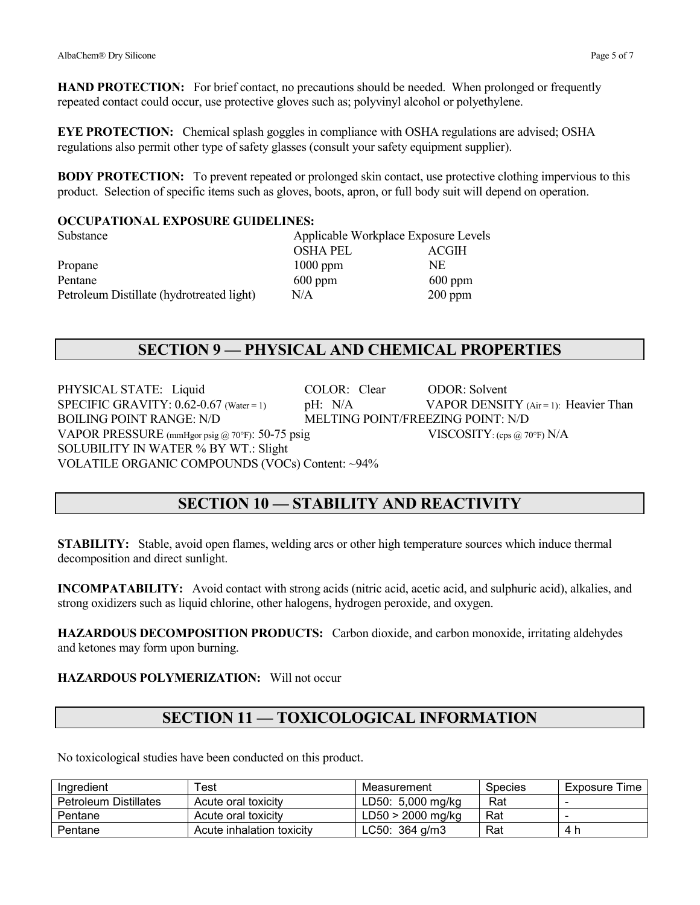**HAND PROTECTION:** For brief contact, no precautions should be needed. When prolonged or frequently repeated contact could occur, use protective gloves such as; polyvinyl alcohol or polyethylene.

**EYE PROTECTION:** Chemical splash goggles in compliance with OSHA regulations are advised; OSHA regulations also permit other type of safety glasses (consult your safety equipment supplier).

**BODY PROTECTION:** To prevent repeated or prolonged skin contact, use protective clothing impervious to this product. Selection of specific items such as gloves, boots, apron, or full body suit will depend on operation.

**OCCUPATIONAL EXPOSURE GUIDELINES:**

| Substance | Applicable Workplace Exposure Levels | |
|---|---|---|
| | OSHA PEL | ACGIH |
| Propane | 1000 ppm | NE |
| Pentane | 600 ppm | 600 ppm |
| Petroleum Distillate (hydrotreated light) | N/A | 200 ppm |

## SECTION 9 — PHYSICAL AND CHEMICAL PROPERTIES

PHYSICAL STATE: Liquid COLOR: Clear ODOR: Solvent
SPECIFIC GRAVITY: 0.62-0.67 (Water = 1) pH: N/A VAPOR DENSITY (Air = 1): Heavier Than
BOILING POINT RANGE: N/D MELTING POINT/FREEZING POINT: N/D
VAPOR PRESSURE (mmHgor psig @ 70°F): 50-75 psig VISCOSITY: (cps @ 70°F) N/A
SOLUBILITY IN WATER % BY WT.: Slight
VOLATILE ORGANIC COMPOUNDS (VOCs) Content: ~94%

## SECTION 10 — STABILITY AND REACTIVITY

**STABILITY:** Stable, avoid open flames, welding arcs or other high temperature sources which induce thermal decomposition and direct sunlight.

**INCOMPATABILITY:** Avoid contact with strong acids (nitric acid, acetic acid, and sulphuric acid), alkalies, and strong oxidizers such as liquid chlorine, other halogens, hydrogen peroxide, and oxygen.

**HAZARDOUS DECOMPOSITION PRODUCTS:** Carbon dioxide, and carbon monoxide, irritating aldehydes and ketones may form upon burning.

**HAZARDOUS POLYMERIZATION:** Will not occur

## SECTION 11 — TOXICOLOGICAL INFORMATION

No toxicological studies have been conducted on this product.

| Ingredient | Test | Measurement | Species | Exposure Time |
|---|---|---|---|---|
| Petroleum Distillates | Acute oral toxicity | LD50: 5,000 mg/kg | Rat | - |
| Pentane | Acute oral toxicity | LD50 > 2000 mg/kg | Rat | - |
| Pentane | Acute inhalation toxicity | LC50: 364 g/m3 | Rat | 4 h |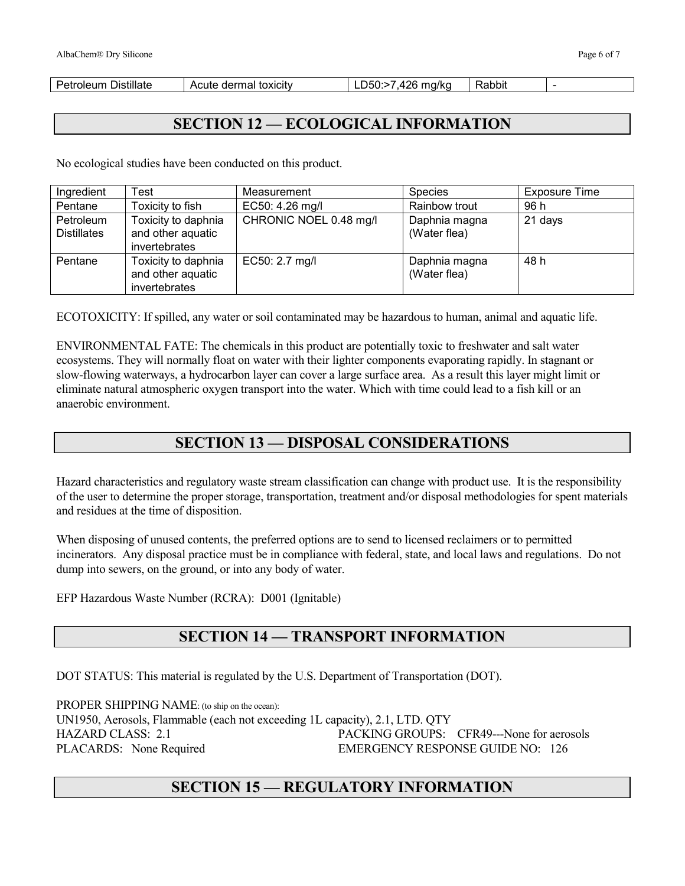| | | | | |
|---|---|---|---|---|
| Petroleum Distillate | Acute dermal toxicity | LD50:>7,426 mg/kg | Rabbit | - |

## SECTION 12 — ECOLOGICAL INFORMATION

No ecological studies have been conducted on this product.

| Ingredient | Test | Measurement | Species | Exposure Time |
|---|---|---|---|---|
| Pentane | Toxicity to fish | EC50: 4.26 mg/l | Rainbow trout | 96 h |
| Petroleum Distillates | Toxicity to daphnia and other aquatic invertebrates | CHRONIC NOEL 0.48 mg/l | Daphnia magna (Water flea) | 21 days |
| Pentane | Toxicity to daphnia and other aquatic invertebrates | EC50: 2.7 mg/l | Daphnia magna (Water flea) | 48 h |

ECOTOXICITY: If spilled, any water or soil contaminated may be hazardous to human, animal and aquatic life.

ENVIRONMENTAL FATE: The chemicals in this product are potentially toxic to freshwater and salt water ecosystems. They will normally float on water with their lighter components evaporating rapidly. In stagnant or slow-flowing waterways, a hydrocarbon layer can cover a large surface area. As a result this layer might limit or eliminate natural atmospheric oxygen transport into the water. Which with time could lead to a fish kill or an anaerobic environment.

## SECTION 13 — DISPOSAL CONSIDERATIONS

Hazard characteristics and regulatory waste stream classification can change with product use. It is the responsibility of the user to determine the proper storage, transportation, treatment and/or disposal methodologies for spent materials and residues at the time of disposition.

When disposing of unused contents, the preferred options are to send to licensed reclaimers or to permitted incinerators. Any disposal practice must be in compliance with federal, state, and local laws and regulations. Do not dump into sewers, on the ground, or into any body of water.

EFP Hazardous Waste Number (RCRA): D001 (Ignitable)

## SECTION 14 — TRANSPORT INFORMATION

DOT STATUS: This material is regulated by the U.S. Department of Transportation (DOT).

PROPER SHIPPING NAME: (to ship on the ocean):
UN1950, Aerosols, Flammable (each not exceeding 1L capacity), 2.1, LTD. QTY
HAZARD CLASS: 2.1
PACKING GROUPS: CFR49---None for aerosols
PLACARDS: None Required
EMERGENCY RESPONSE GUIDE NO: 126

## SECTION 15 — REGULATORY INFORMATION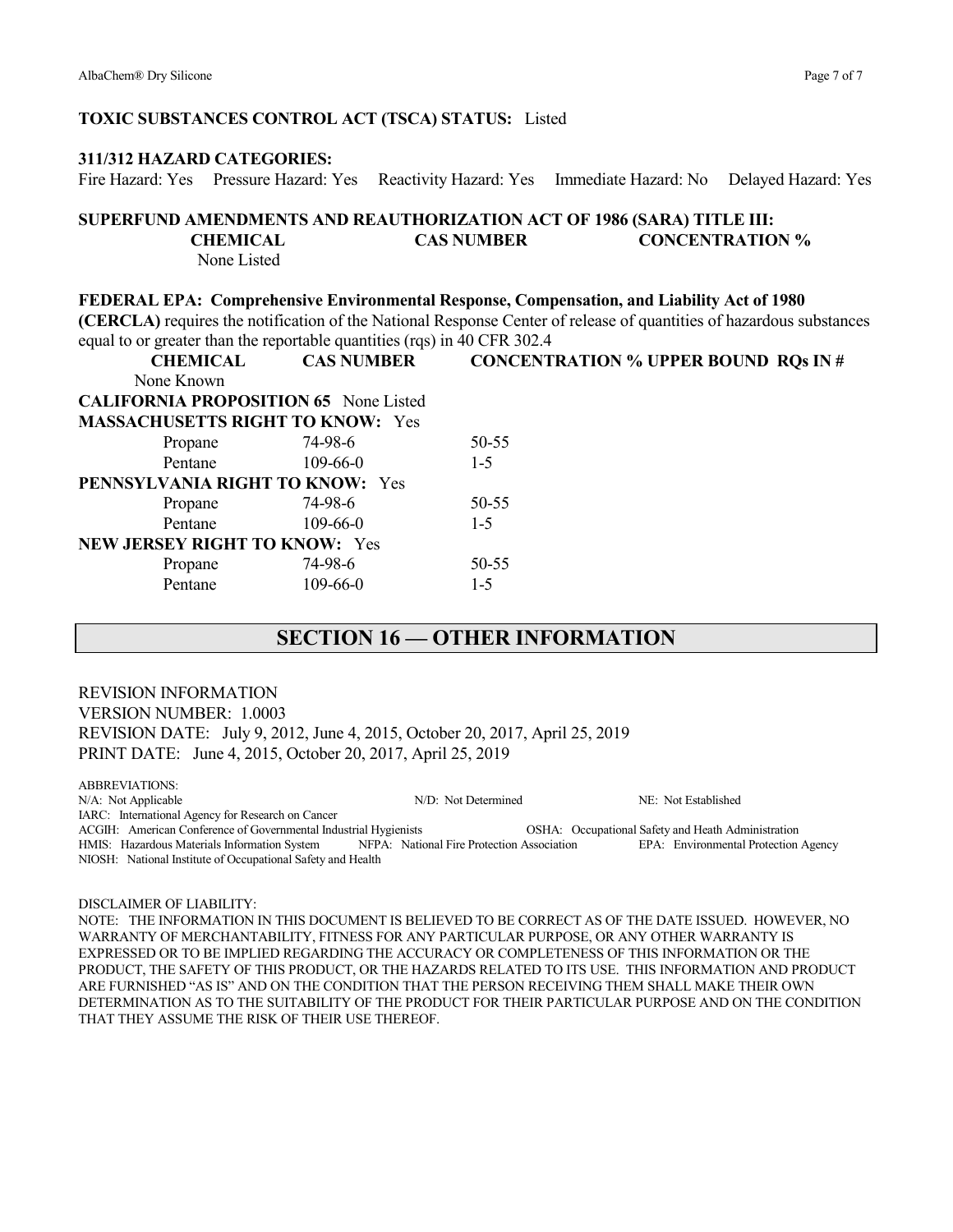**TOXIC SUBSTANCES CONTROL ACT (TSCA) STATUS:** Listed

**311/312 HAZARD CATEGORIES:**

Fire Hazard: Yes  Pressure Hazard: Yes  Reactivity Hazard: Yes  Immediate Hazard: No  Delayed Hazard: Yes

**SUPERFUND AMENDMENTS AND REAUTHORIZATION ACT OF 1986 (SARA) TITLE III:**

| CHEMICAL | CAS NUMBER | CONCENTRATION % |
|---|---|---|
| None Listed | | |

**FEDERAL EPA: Comprehensive Environmental Response, Compensation, and Liability Act of 1980 (CERCLA)** requires the notification of the National Response Center of release of quantities of hazardous substances equal to or greater than the reportable quantities (rqs) in 40 CFR 302.4

| CHEMICAL | CAS NUMBER | CONCENTRATION % UPPER BOUND RQs IN # |
|---|---|---|
| None Known | | |
| **CALIFORNIA PROPOSITION 65** None Listed | | |
| **MASSACHUSETTS RIGHT TO KNOW:** Yes | | |
| Propane | 74-98-6 | 50-55 |
| Pentane | 109-66-0 | 1-5 |
| **PENNSYLVANIA RIGHT TO KNOW:** Yes | | |
| Propane | 74-98-6 | 50-55 |
| Pentane | 109-66-0 | 1-5 |
| **NEW JERSEY RIGHT TO KNOW:** Yes | | |
| Propane | 74-98-6 | 50-55 |
| Pentane | 109-66-0 | 1-5 |

## SECTION 16 — OTHER INFORMATION

REVISION INFORMATION

VERSION NUMBER: 1.0003

REVISION DATE: July 9, 2012, June 4, 2015, October 20, 2017, April 25, 2019

PRINT DATE: June 4, 2015, October 20, 2017, April 25, 2019

ABBREVIATIONS:

N/A: Not Applicable  N/D: Not Determined  NE: Not Established

IARC: International Agency for Research on Cancer

ACGIH: American Conference of Governmental Industrial Hygienists  OSHA: Occupational Safety and Heath Administration

HMIS: Hazardous Materials Information System  NFPA: National Fire Protection Association  EPA: Environmental Protection Agency

NIOSH: National Institute of Occupational Safety and Health

DISCLAIMER OF LIABILITY:

NOTE: THE INFORMATION IN THIS DOCUMENT IS BELIEVED TO BE CORRECT AS OF THE DATE ISSUED. HOWEVER, NO WARRANTY OF MERCHANTABILITY, FITNESS FOR ANY PARTICULAR PURPOSE, OR ANY OTHER WARRANTY IS EXPRESSED OR TO BE IMPLIED REGARDING THE ACCURACY OR COMPLETENESS OF THIS INFORMATION OR THE PRODUCT, THE SAFETY OF THIS PRODUCT, OR THE HAZARDS RELATED TO ITS USE. THIS INFORMATION AND PRODUCT ARE FURNISHED "AS IS" AND ON THE CONDITION THAT THE PERSON RECEIVING THEM SHALL MAKE THEIR OWN DETERMINATION AS TO THE SUITABILITY OF THE PRODUCT FOR THEIR PARTICULAR PURPOSE AND ON THE CONDITION THAT THEY ASSUME THE RISK OF THEIR USE THEREOF.